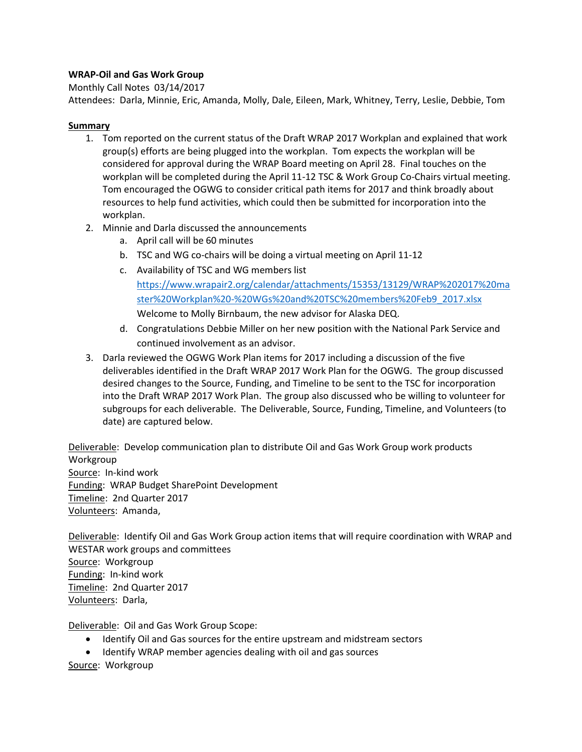**WRAP-Oil and Gas Work Group**

Monthly Call Notes 03/14/2017

Attendees: Darla, Minnie, Eric, Amanda, Molly, Dale, Eileen, Mark, Whitney, Terry, Leslie, Debbie, Tom

**Summary**

1. Tom reported on the current status of the Draft WRAP 2017 Workplan and explained that work group(s) efforts are being plugged into the workplan. Tom expects the workplan will be considered for approval during the WRAP Board meeting on April 28. Final touches on the workplan will be completed during the April 11-12 TSC & Work Group Co-Chairs virtual meeting. Tom encouraged the OGWG to consider critical path items for 2017 and think broadly about resources to help fund activities, which could then be submitted for incorporation into the workplan.
2. Minnie and Darla discussed the announcements
   a. April call will be 60 minutes
   b. TSC and WG co-chairs will be doing a virtual meeting on April 11-12
   c. Availability of TSC and WG members list https://www.wrapair2.org/calendar/attachments/15353/13129/WRAP%202017%20master%20Workplan%20-%20WGs%20and%20TSC%20members%20Feb9_2017.xlsx
      Welcome to Molly Birnbaum, the new advisor for Alaska DEQ.
   d. Congratulations Debbie Miller on her new position with the National Park Service and continued involvement as an advisor.
3. Darla reviewed the OGWG Work Plan items for 2017 including a discussion of the five deliverables identified in the Draft WRAP 2017 Work Plan for the OGWG. The group discussed desired changes to the Source, Funding, and Timeline to be sent to the TSC for incorporation into the Draft WRAP 2017 Work Plan. The group also discussed who be willing to volunteer for subgroups for each deliverable. The Deliverable, Source, Funding, Timeline, and Volunteers (to date) are captured below.

Deliverable: Develop communication plan to distribute Oil and Gas Work Group work products
Workgroup
Source: In-kind work
Funding: WRAP Budget SharePoint Development
Timeline: 2nd Quarter 2017
Volunteers: Amanda,

Deliverable: Identify Oil and Gas Work Group action items that will require coordination with WRAP and WESTAR work groups and committees
Source: Workgroup
Funding: In-kind work
Timeline: 2nd Quarter 2017
Volunteers: Darla,

Deliverable: Oil and Gas Work Group Scope:

- Identify Oil and Gas sources for the entire upstream and midstream sectors
- Identify WRAP member agencies dealing with oil and gas sources

Source: Workgroup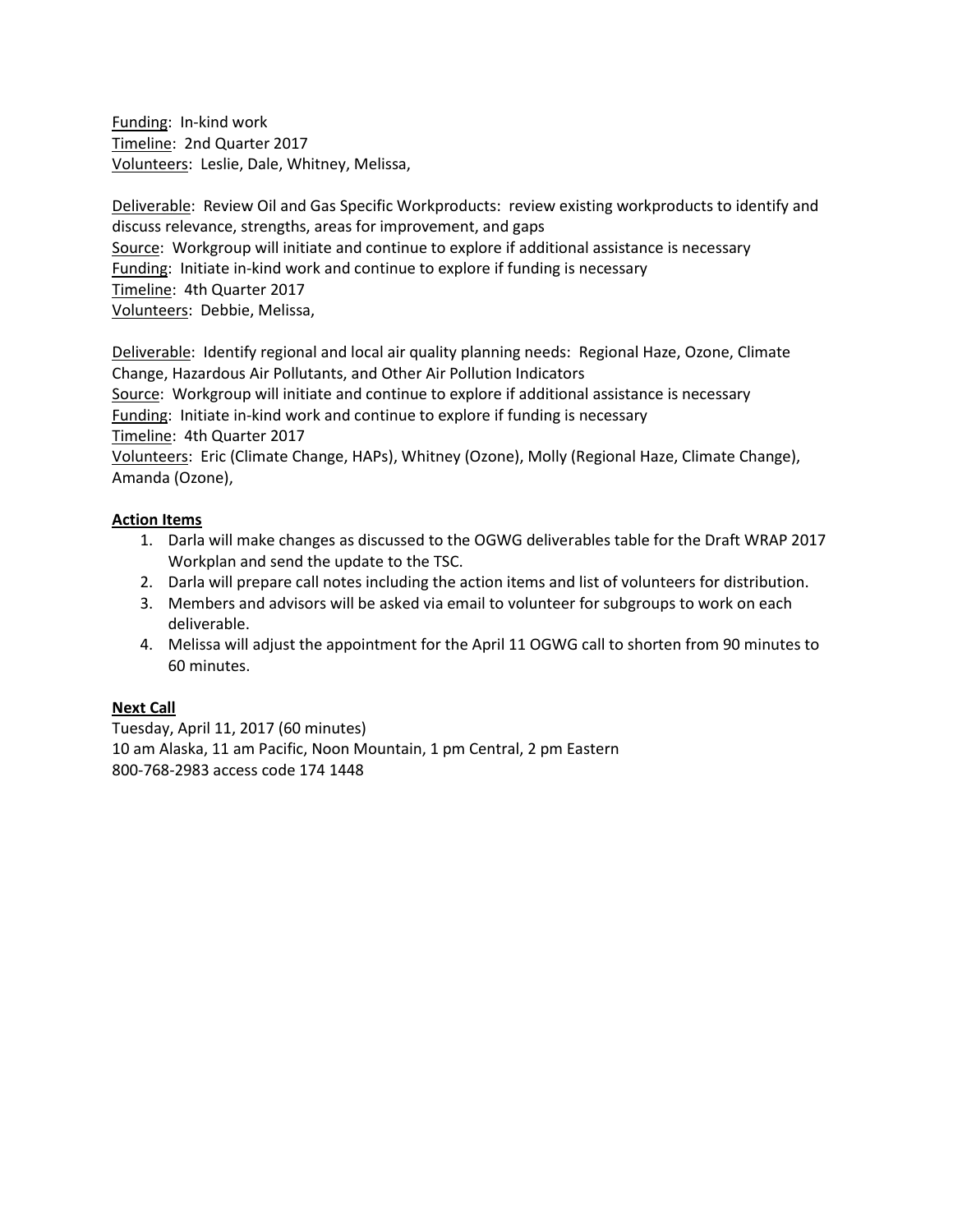Funding: In-kind work
Timeline: 2nd Quarter 2017
Volunteers: Leslie, Dale, Whitney, Melissa,

Deliverable: Review Oil and Gas Specific Workproducts: review existing workproducts to identify and discuss relevance, strengths, areas for improvement, and gaps
Source: Workgroup will initiate and continue to explore if additional assistance is necessary
Funding: Initiate in-kind work and continue to explore if funding is necessary
Timeline: 4th Quarter 2017
Volunteers: Debbie, Melissa,

Deliverable: Identify regional and local air quality planning needs: Regional Haze, Ozone, Climate Change, Hazardous Air Pollutants, and Other Air Pollution Indicators
Source: Workgroup will initiate and continue to explore if additional assistance is necessary
Funding: Initiate in-kind work and continue to explore if funding is necessary
Timeline: 4th Quarter 2017
Volunteers: Eric (Climate Change, HAPs), Whitney (Ozone), Molly (Regional Haze, Climate Change), Amanda (Ozone),

**Action Items**

1. Darla will make changes as discussed to the OGWG deliverables table for the Draft WRAP 2017 Workplan and send the update to the TSC.
2. Darla will prepare call notes including the action items and list of volunteers for distribution.
3. Members and advisors will be asked via email to volunteer for subgroups to work on each deliverable.
4. Melissa will adjust the appointment for the April 11 OGWG call to shorten from 90 minutes to 60 minutes.

**Next Call**

Tuesday, April 11, 2017 (60 minutes)
10 am Alaska, 11 am Pacific, Noon Mountain, 1 pm Central, 2 pm Eastern
800-768-2983 access code 174 1448